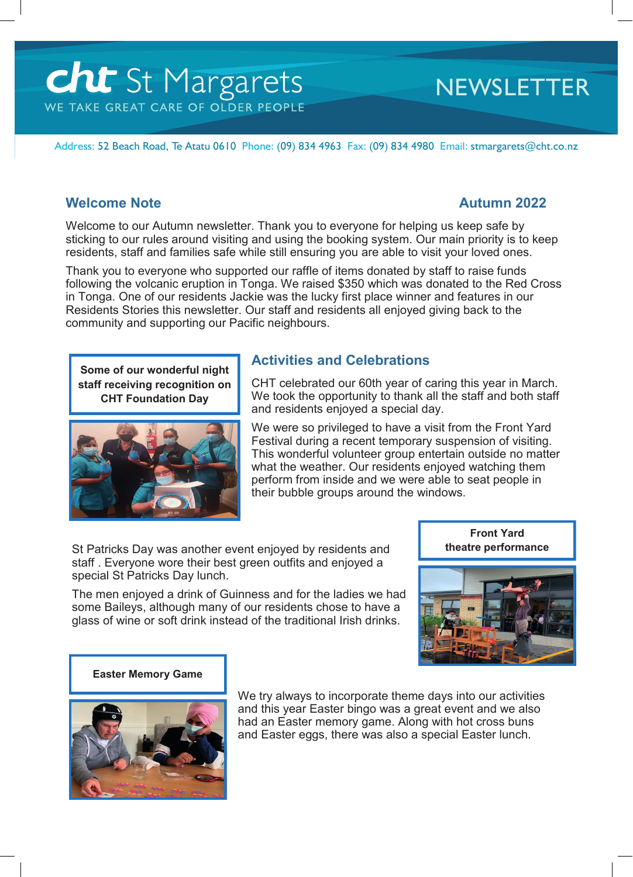# cht St Margarets

WE TAKE GREAT CARE OF OLDER PEOPLE

NEWSLETTER

Address: 52 Beach Road, Te Atatu 0610 Phone: (09) 834 4963 Fax: (09) 834 4980 Email: stmargarets@cht.co.nz

## Welcome Note

**Autumn 2022**

Welcome to our Autumn newsletter. Thank you to everyone for helping us keep safe by sticking to our rules around visiting and using the booking system. Our main priority is to keep residents, staff and families safe while still ensuring you are able to visit your loved ones.

Thank you to everyone who supported our raffle of items donated by staff to raise funds following the volcanic eruption in Tonga. We raised $350 which was donated to the Red Cross in Tonga. One of our residents Jackie was the lucky first place winner and features in our Residents Stories this newsletter. Our staff and residents all enjoyed giving back to the community and supporting our Pacific neighbours.

**Some of our wonderful night staff receiving recognition on CHT Foundation Day**

## Activities and Celebrations

CHT celebrated our 60th year of caring this year in March. We took the opportunity to thank all the staff and both staff and residents enjoyed a special day.

We were so privileged to have a visit from the Front Yard Festival during a recent temporary suspension of visiting. This wonderful volunteer group entertain outside no matter what the weather. Our residents enjoyed watching them perform from inside and we were able to seat people in their bubble groups around the windows.

**Front Yard theatre performance**

St Patricks Day was another event enjoyed by residents and staff . Everyone wore their best green outfits and enjoyed a special St Patricks Day lunch.

The men enjoyed a drink of Guinness and for the ladies we had some Baileys, although many of our residents chose to have a glass of wine or soft drink instead of the traditional Irish drinks.

**Easter Memory Game**

We try always to incorporate theme days into our activities and this year Easter bingo was a great event and we also had an Easter memory game. Along with hot cross buns and Easter eggs, there was also a special Easter lunch.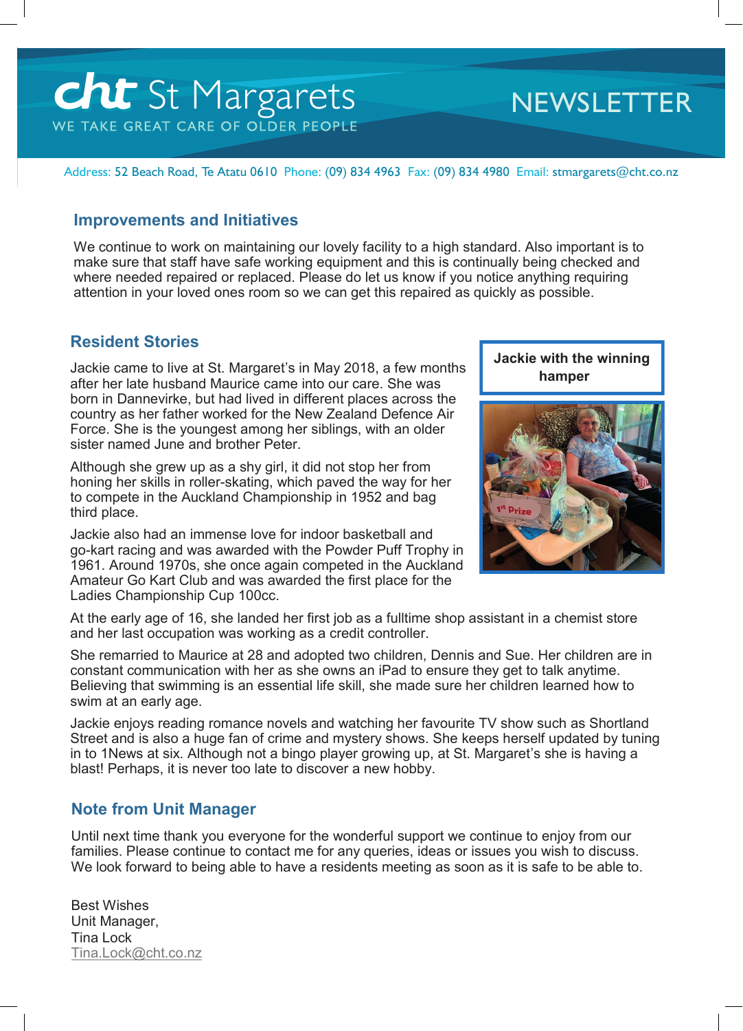# cht St Margarets

WE TAKE GREAT CARE OF OLDER PEOPLE

NEWSLETTER

Address: 52 Beach Road, Te Atatu 0610 Phone: (09) 834 4963 Fax: (09) 834 4980 Email: stmargarets@cht.co.nz

## Improvements and Initiatives

We continue to work on maintaining our lovely facility to a high standard. Also important is to make sure that staff have safe working equipment and this is continually being checked and where needed repaired or replaced. Please do let us know if you notice anything requiring attention in your loved ones room so we can get this repaired as quickly as possible.

## Resident Stories

Jackie came to live at St. Margaret's in May 2018, a few months after her late husband Maurice came into our care. She was born in Dannevirke, but had lived in different places across the country as her father worked for the New Zealand Defence Air Force. She is the youngest among her siblings, with an older sister named June and brother Peter.

**Jackie with the winning hamper**

Although she grew up as a shy girl, it did not stop her from honing her skills in roller-skating, which paved the way for her to compete in the Auckland Championship in 1952 and bag third place.

Jackie also had an immense love for indoor basketball and go-kart racing and was awarded with the Powder Puff Trophy in 1961. Around 1970s, she once again competed in the Auckland Amateur Go Kart Club and was awarded the first place for the Ladies Championship Cup 100cc.

At the early age of 16, she landed her first job as a fulltime shop assistant in a chemist store and her last occupation was working as a credit controller.

She remarried to Maurice at 28 and adopted two children, Dennis and Sue. Her children are in constant communication with her as she owns an iPad to ensure they get to talk anytime. Believing that swimming is an essential life skill, she made sure her children learned how to swim at an early age.

Jackie enjoys reading romance novels and watching her favourite TV show such as Shortland Street and is also a huge fan of crime and mystery shows. She keeps herself updated by tuning in to 1News at six. Although not a bingo player growing up, at St. Margaret's she is having a blast! Perhaps, it is never too late to discover a new hobby.

## Note from Unit Manager

Until next time thank you everyone for the wonderful support we continue to enjoy from our families. Please continue to contact me for any queries, ideas or issues you wish to discuss. We look forward to being able to have a residents meeting as soon as it is safe to be able to.

Best Wishes  
Unit Manager,  
Tina Lock  
Tina.Lock@cht.co.nz